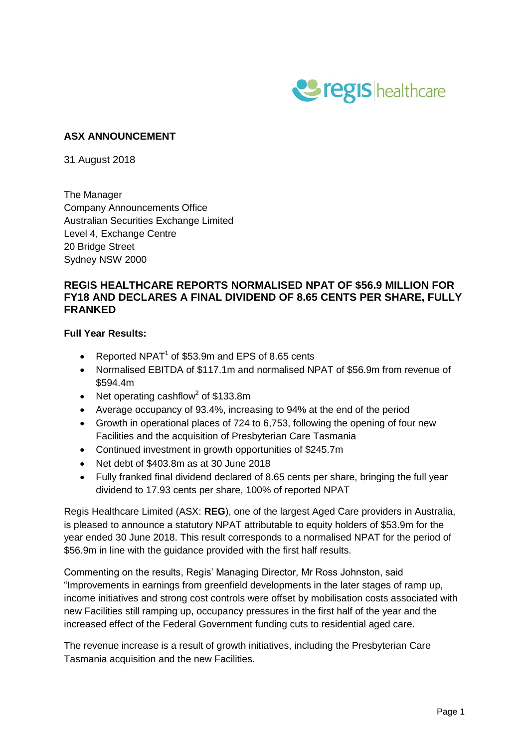**ASX ANNOUNCEMENT**

31 August 2018

The Manager
Company Announcements Office
Australian Securities Exchange Limited
Level 4, Exchange Centre
20 Bridge Street
Sydney NSW 2000

## REGIS HEALTHCARE REPORTS NORMALISED NPAT OF $56.9 MILLION FOR FY18 AND DECLARES A FINAL DIVIDEND OF 8.65 CENTS PER SHARE, FULLY FRANKED

**Full Year Results:**

- Reported NPAT[1] of $53.9m and EPS of 8.65 cents
- Normalised EBITDA of $117.1m and normalised NPAT of $56.9m from revenue of $594.4m
- Net operating cashflow[2] of $133.8m
- Average occupancy of 93.4%, increasing to 94% at the end of the period
- Growth in operational places of 724 to 6,753, following the opening of four new Facilities and the acquisition of Presbyterian Care Tasmania
- Continued investment in growth opportunities of $245.7m
- Net debt of $403.8m as at 30 June 2018
- Fully franked final dividend declared of 8.65 cents per share, bringing the full year dividend to 17.93 cents per share, 100% of reported NPAT

Regis Healthcare Limited (ASX: **REG**), one of the largest Aged Care providers in Australia, is pleased to announce a statutory NPAT attributable to equity holders of $53.9m for the year ended 30 June 2018. This result corresponds to a normalised NPAT for the period of $56.9m in line with the guidance provided with the first half results.

Commenting on the results, Regis' Managing Director, Mr Ross Johnston, said "Improvements in earnings from greenfield developments in the later stages of ramp up, income initiatives and strong cost controls were offset by mobilisation costs associated with new Facilities still ramping up, occupancy pressures in the first half of the year and the increased effect of the Federal Government funding cuts to residential aged care.

The revenue increase is a result of growth initiatives, including the Presbyterian Care Tasmania acquisition and the new Facilities.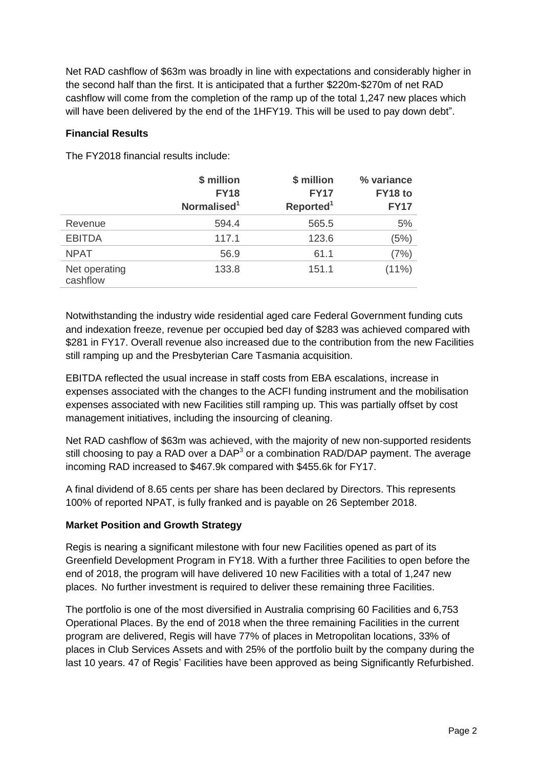Net RAD cashflow of $63m was broadly in line with expectations and considerably higher in the second half than the first. It is anticipated that a further $220m-$270m of net RAD cashflow will come from the completion of the ramp up of the total 1,247 new places which will have been delivered by the end of the 1HFY19. This will be used to pay down debt".

**Financial Results**

The FY2018 financial results include:

| | \$ million FY18 Normalised[1] | \$ million FY17 Reported[1] | % variance FY18 to FY17 |
|---|---|---|---|
| Revenue | 594.4 | 565.5 | 5% |
| EBITDA | 117.1 | 123.6 | (5%) |
| NPAT | 56.9 | 61.1 | (7%) |
| Net operating cashflow | 133.8 | 151.1 | (11%) |

Notwithstanding the industry wide residential aged care Federal Government funding cuts and indexation freeze, revenue per occupied bed day of $283 was achieved compared with $281 in FY17. Overall revenue also increased due to the contribution from the new Facilities still ramping up and the Presbyterian Care Tasmania acquisition.

EBITDA reflected the usual increase in staff costs from EBA escalations, increase in expenses associated with the changes to the ACFI funding instrument and the mobilisation expenses associated with new Facilities still ramping up. This was partially offset by cost management initiatives, including the insourcing of cleaning.

Net RAD cashflow of $63m was achieved, with the majority of new non-supported residents still choosing to pay a RAD over a DAP[3] or a combination RAD/DAP payment. The average incoming RAD increased to $467.9k compared with $455.6k for FY17.

A final dividend of 8.65 cents per share has been declared by Directors. This represents 100% of reported NPAT, is fully franked and is payable on 26 September 2018.

**Market Position and Growth Strategy**

Regis is nearing a significant milestone with four new Facilities opened as part of its Greenfield Development Program in FY18. With a further three Facilities to open before the end of 2018, the program will have delivered 10 new Facilities with a total of 1,247 new places. No further investment is required to deliver these remaining three Facilities.

The portfolio is one of the most diversified in Australia comprising 60 Facilities and 6,753 Operational Places. By the end of 2018 when the three remaining Facilities in the current program are delivered, Regis will have 77% of places in Metropolitan locations, 33% of places in Club Services Assets and with 25% of the portfolio built by the company during the last 10 years. 47 of Regis' Facilities have been approved as being Significantly Refurbished.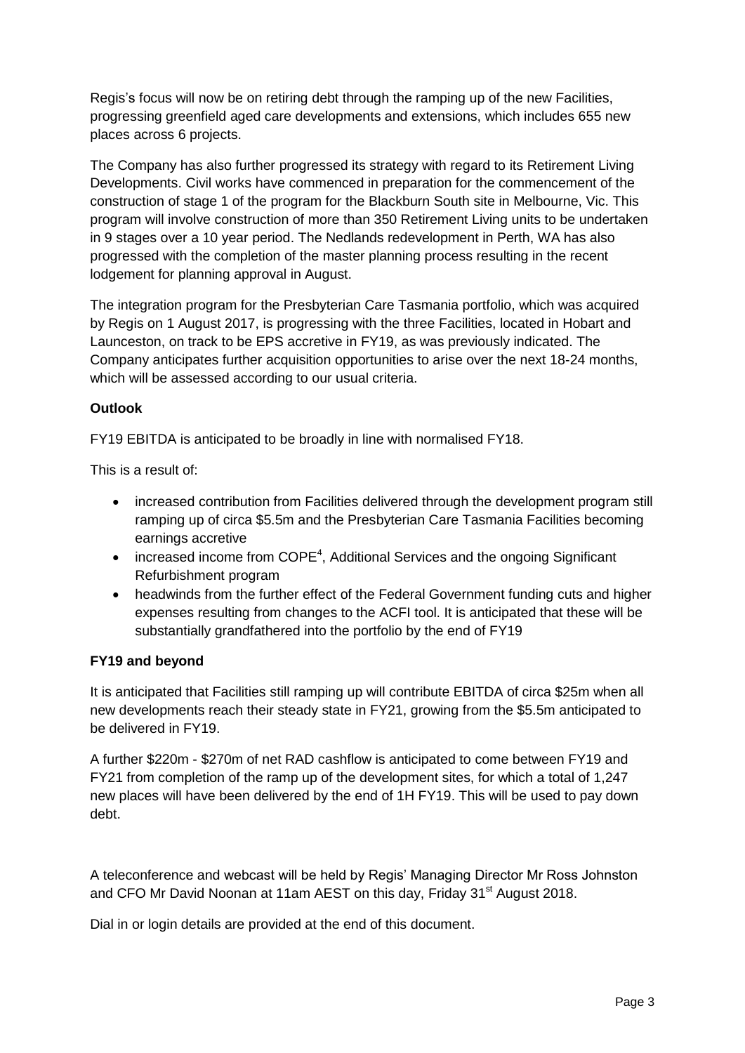Regis's focus will now be on retiring debt through the ramping up of the new Facilities, progressing greenfield aged care developments and extensions, which includes 655 new places across 6 projects.

The Company has also further progressed its strategy with regard to its Retirement Living Developments. Civil works have commenced in preparation for the commencement of the construction of stage 1 of the program for the Blackburn South site in Melbourne, Vic. This program will involve construction of more than 350 Retirement Living units to be undertaken in 9 stages over a 10 year period. The Nedlands redevelopment in Perth, WA has also progressed with the completion of the master planning process resulting in the recent lodgement for planning approval in August.

The integration program for the Presbyterian Care Tasmania portfolio, which was acquired by Regis on 1 August 2017, is progressing with the three Facilities, located in Hobart and Launceston, on track to be EPS accretive in FY19, as was previously indicated. The Company anticipates further acquisition opportunities to arise over the next 18-24 months, which will be assessed according to our usual criteria.

**Outlook**

FY19 EBITDA is anticipated to be broadly in line with normalised FY18.

This is a result of:

- increased contribution from Facilities delivered through the development program still ramping up of circa $5.5m and the Presbyterian Care Tasmania Facilities becoming earnings accretive
- increased income from COPE[4], Additional Services and the ongoing Significant Refurbishment program
- headwinds from the further effect of the Federal Government funding cuts and higher expenses resulting from changes to the ACFI tool. It is anticipated that these will be substantially grandfathered into the portfolio by the end of FY19

**FY19 and beyond**

It is anticipated that Facilities still ramping up will contribute EBITDA of circa $25m when all new developments reach their steady state in FY21, growing from the $5.5m anticipated to be delivered in FY19.

A further $220m - $270m of net RAD cashflow is anticipated to come between FY19 and FY21 from completion of the ramp up of the development sites, for which a total of 1,247 new places will have been delivered by the end of 1H FY19. This will be used to pay down debt.

A teleconference and webcast will be held by Regis' Managing Director Mr Ross Johnston and CFO Mr David Noonan at 11am AEST on this day, Friday 31st August 2018.

Dial in or login details are provided at the end of this document.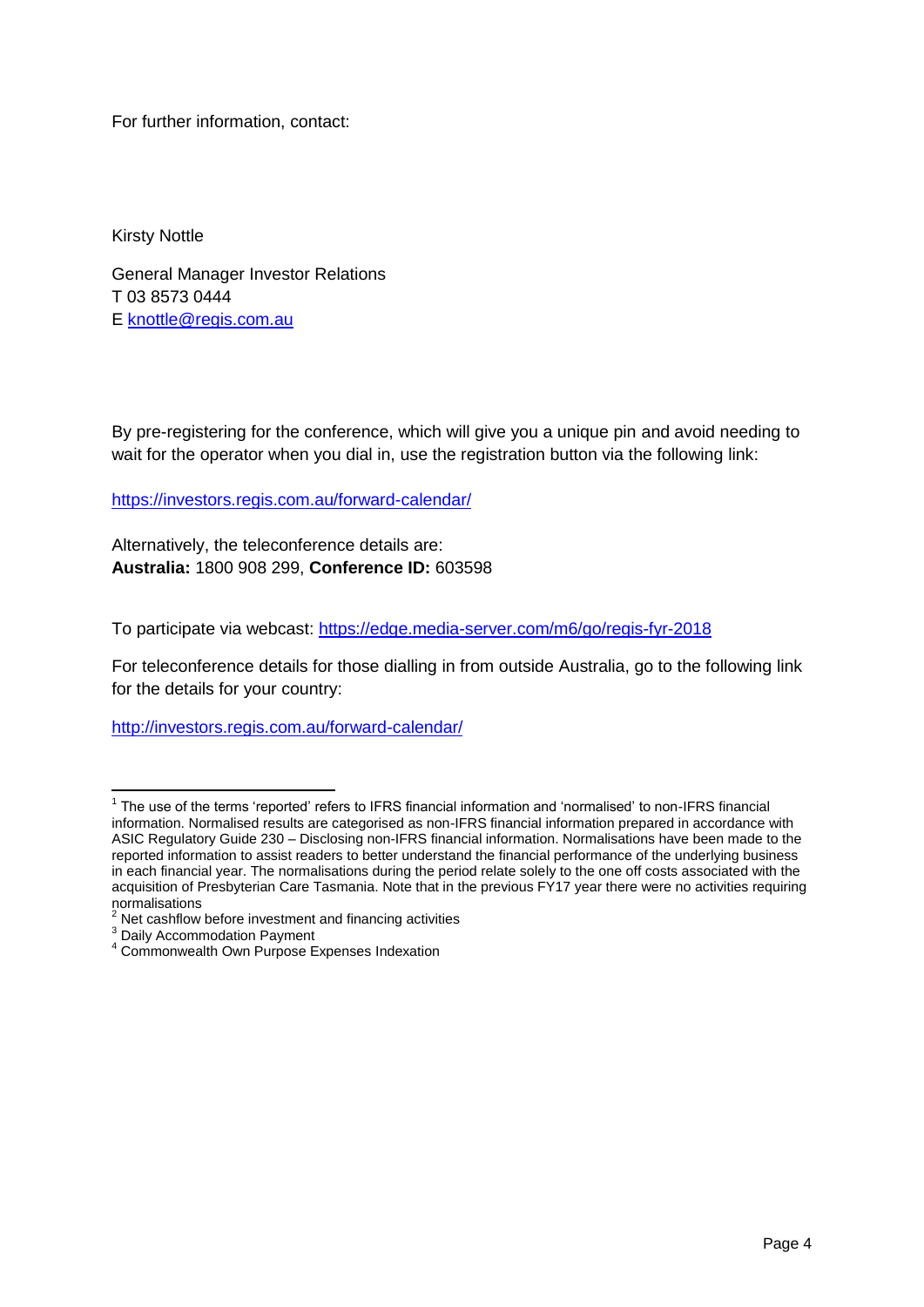For further information, contact:

Kirsty Nottle

General Manager Investor Relations
T 03 8573 0444
E knottle@regis.com.au

By pre-registering for the conference, which will give you a unique pin and avoid needing to wait for the operator when you dial in, use the registration button via the following link:

https://investors.regis.com.au/forward-calendar/

Alternatively, the teleconference details are:
**Australia:** 1800 908 299, **Conference ID:** 603598

To participate via webcast: https://edge.media-server.com/m6/go/regis-fyr-2018

For teleconference details for those dialling in from outside Australia, go to the following link for the details for your country:

http://investors.regis.com.au/forward-calendar/

---

[1] The use of the terms 'reported' refers to IFRS financial information and 'normalised' to non-IFRS financial information. Normalised results are categorised as non-IFRS financial information prepared in accordance with ASIC Regulatory Guide 230 – Disclosing non-IFRS financial information. Normalisations have been made to the reported information to assist readers to better understand the financial performance of the underlying business in each financial year. The normalisations during the period relate solely to the one off costs associated with the acquisition of Presbyterian Care Tasmania. Note that in the previous FY17 year there were no activities requiring normalisations

[2] Net cashflow before investment and financing activities

[3] Daily Accommodation Payment

[4] Commonwealth Own Purpose Expenses Indexation